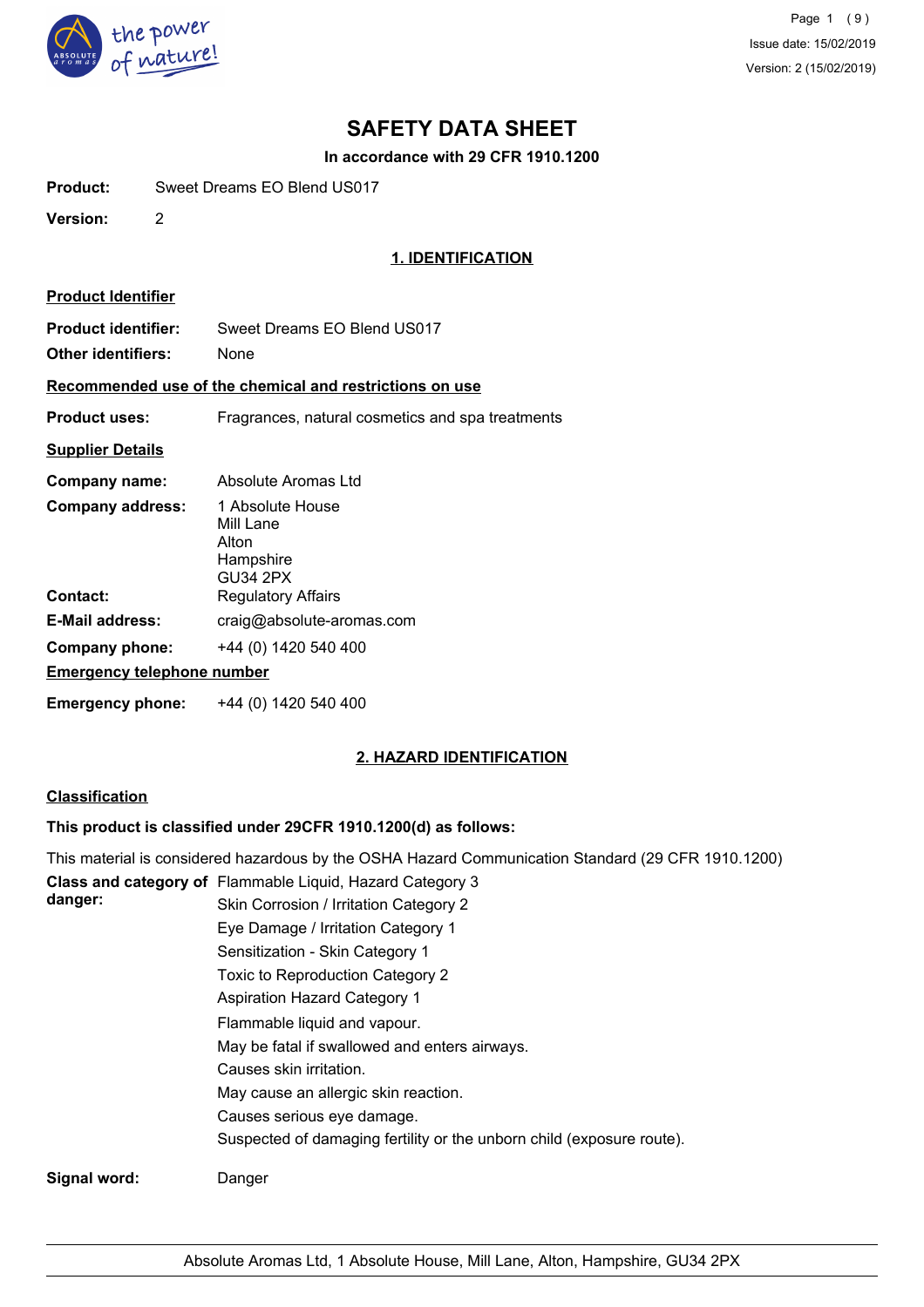# SAFETY DATA SHEET

**In accordance with 29 CFR 1910.1200**

**Product:** Sweet Dreams EO Blend US017

**Version:** 2

## 1. IDENTIFICATION

### Product Identifier

**Product identifier:** Sweet Dreams EO Blend US017

**Other identifiers:** None

### Recommended use of the chemical and restrictions on use

**Product uses:** Fragrances, natural cosmetics and spa treatments

### Supplier Details

**Company name:** Absolute Aromas Ltd

**Company address:** 1 Absolute House
Mill Lane
Alton
Hampshire
GU34 2PX

**Contact:** Regulatory Affairs

**E-Mail address:** craig@absolute-aromas.com

**Company phone:** +44 (0) 1420 540 400

### Emergency telephone number

**Emergency phone:** +44 (0) 1420 540 400

## 2. HAZARD IDENTIFICATION

### Classification

**This product is classified under 29CFR 1910.1200(d) as follows:**

This material is considered hazardous by the OSHA Hazard Communication Standard (29 CFR 1910.1200)

**Class and category of danger:**
- Flammable Liquid, Hazard Category 3
- Skin Corrosion / Irritation Category 2
- Eye Damage / Irritation Category 1
- Sensitization - Skin Category 1
- Toxic to Reproduction Category 2
- Aspiration Hazard Category 1
- Flammable liquid and vapour.
- May be fatal if swallowed and enters airways.
- Causes skin irritation.
- May cause an allergic skin reaction.
- Causes serious eye damage.
- Suspected of damaging fertility or the unborn child (exposure route).

**Signal word:** Danger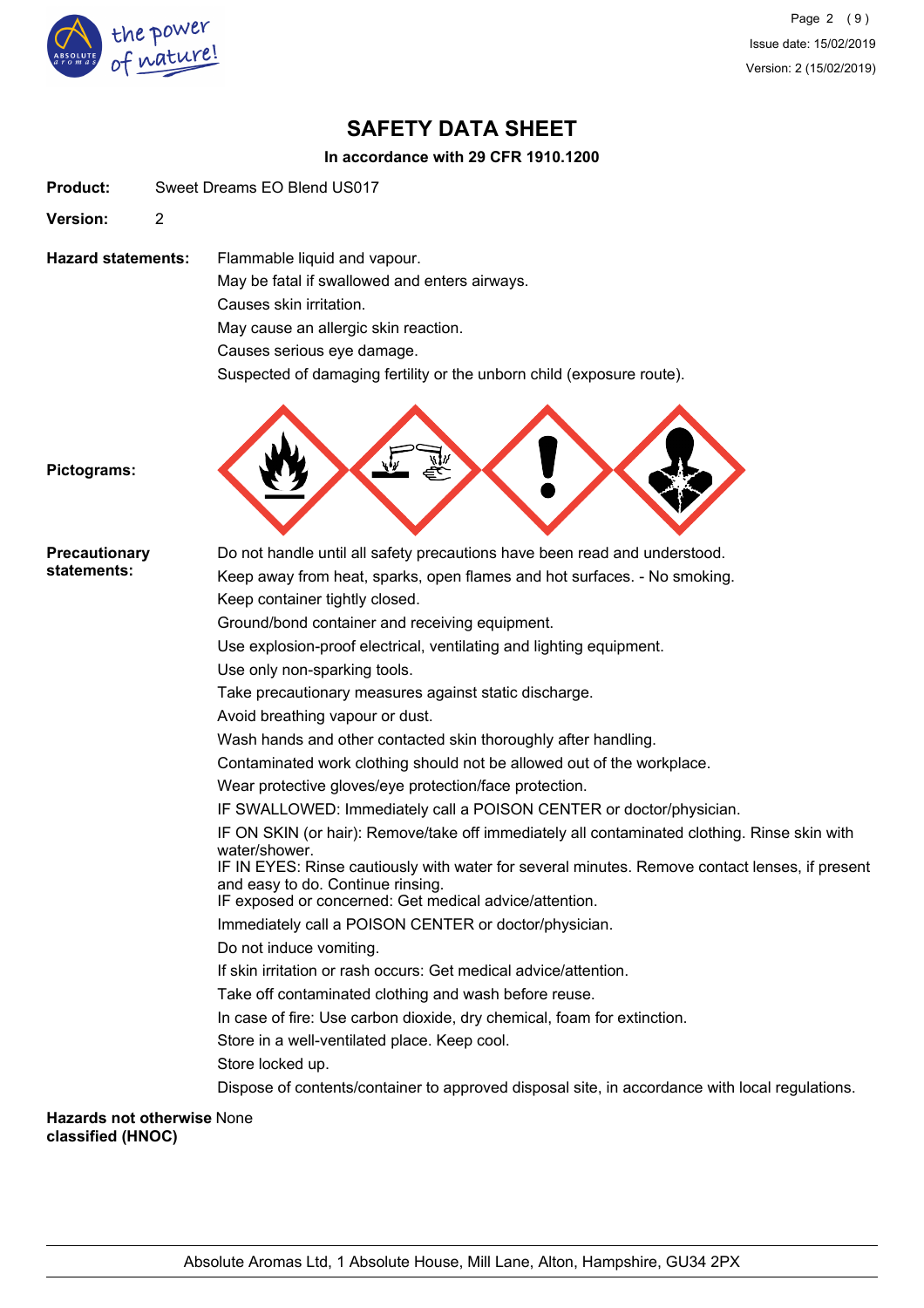# SAFETY DATA SHEET

**In accordance with 29 CFR 1910.1200**

**Product:** Sweet Dreams EO Blend US017

**Version:** 2

**Hazard statements:**

Flammable liquid and vapour.
May be fatal if swallowed and enters airways.
Causes skin irritation.
May cause an allergic skin reaction.
Causes serious eye damage.
Suspected of damaging fertility or the unborn child (exposure route).

**Pictograms:**

**Precautionary statements:**

Do not handle until all safety precautions have been read and understood.
Keep away from heat, sparks, open flames and hot surfaces. - No smoking.
Keep container tightly closed.
Ground/bond container and receiving equipment.
Use explosion-proof electrical, ventilating and lighting equipment.
Use only non-sparking tools.
Take precautionary measures against static discharge.
Avoid breathing vapour or dust.
Wash hands and other contacted skin thoroughly after handling.
Contaminated work clothing should not be allowed out of the workplace.
Wear protective gloves/eye protection/face protection.
IF SWALLOWED: Immediately call a POISON CENTER or doctor/physician.
IF ON SKIN (or hair): Remove/take off immediately all contaminated clothing. Rinse skin with water/shower.
IF IN EYES: Rinse cautiously with water for several minutes. Remove contact lenses, if present and easy to do. Continue rinsing.
IF exposed or concerned: Get medical advice/attention.
Immediately call a POISON CENTER or doctor/physician.
Do not induce vomiting.
If skin irritation or rash occurs: Get medical advice/attention.
Take off contaminated clothing and wash before reuse.
In case of fire: Use carbon dioxide, dry chemical, foam for extinction.
Store in a well-ventilated place. Keep cool.
Store locked up.
Dispose of contents/container to approved disposal site, in accordance with local regulations.

**Hazards not otherwise classified (HNOC)** None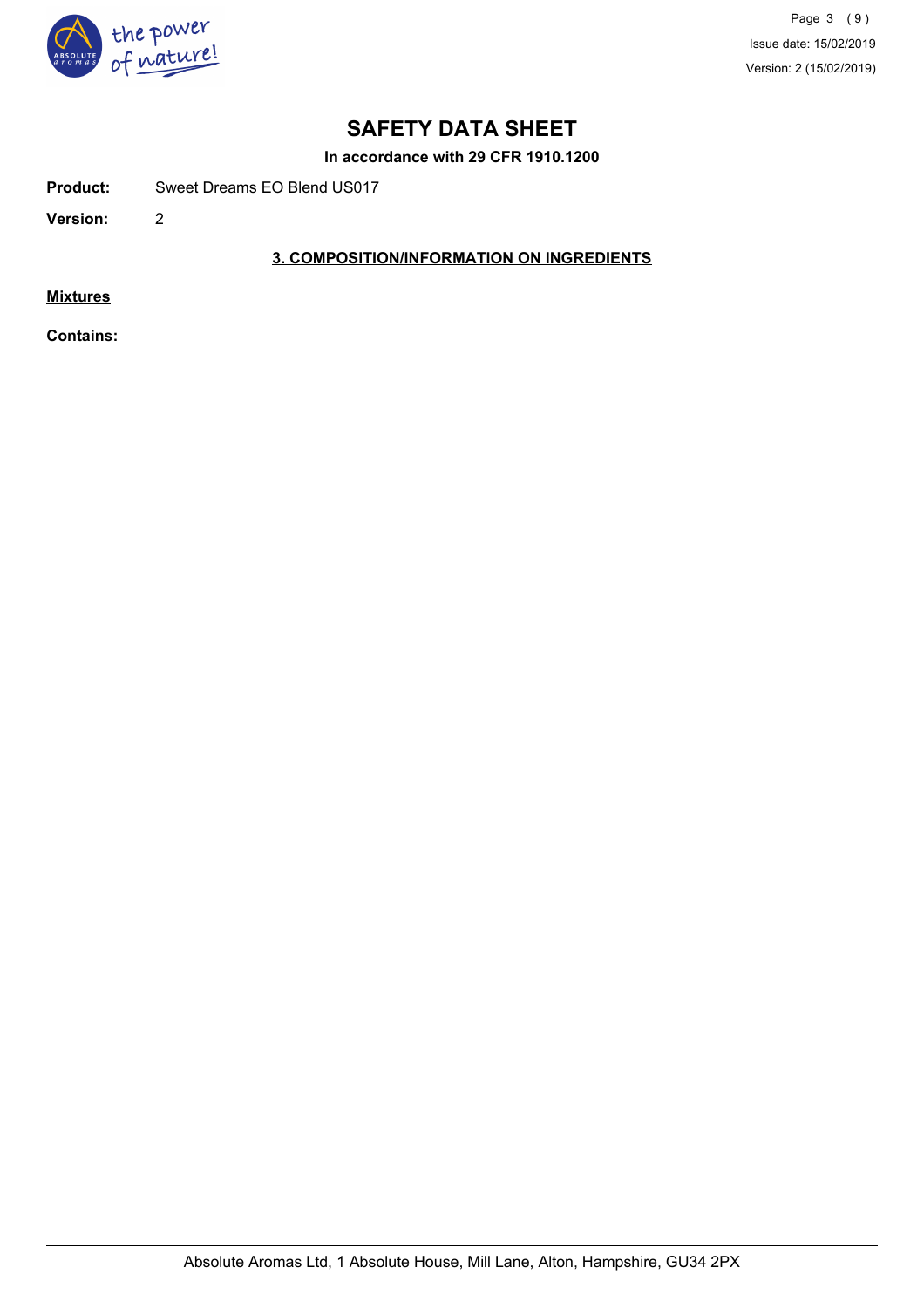# SAFETY DATA SHEET

**In accordance with 29 CFR 1910.1200**

**Product:** Sweet Dreams EO Blend US017

**Version:** 2

## 3. COMPOSITION/INFORMATION ON INGREDIENTS

**Mixtures**

**Contains:**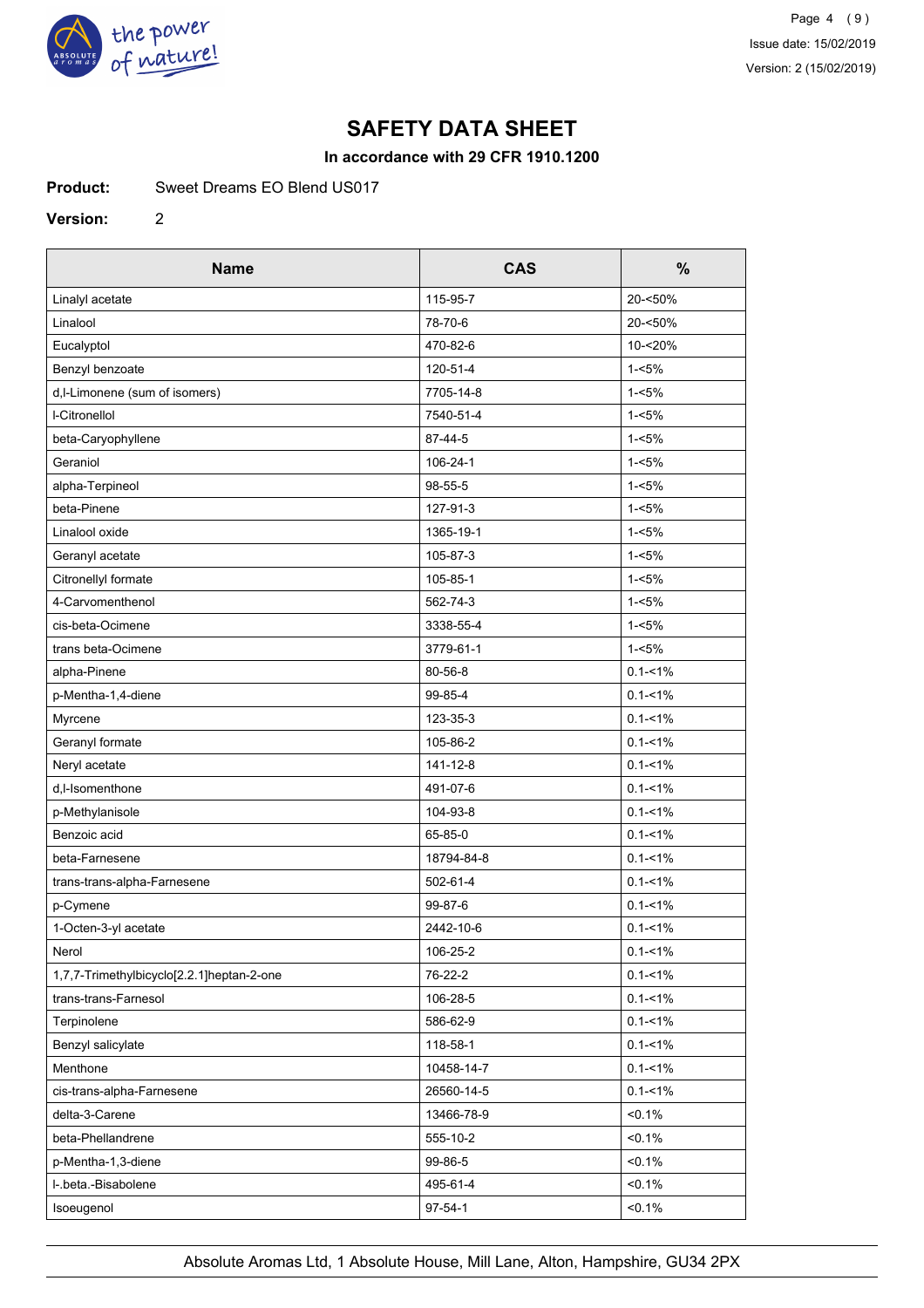# SAFETY DATA SHEET

**In accordance with 29 CFR 1910.1200**

**Product:** Sweet Dreams EO Blend US017

**Version:** 2

| Name | CAS | % |
|---|---|---|
| Linalyl acetate | 115-95-7 | 20-<50% |
| Linalool | 78-70-6 | 20-<50% |
| Eucalyptol | 470-82-6 | 10-<20% |
| Benzyl benzoate | 120-51-4 | 1-<5% |
| d,l-Limonene (sum of isomers) | 7705-14-8 | 1-<5% |
| l-Citronellol | 7540-51-4 | 1-<5% |
| beta-Caryophyllene | 87-44-5 | 1-<5% |
| Geraniol | 106-24-1 | 1-<5% |
| alpha-Terpineol | 98-55-5 | 1-<5% |
| beta-Pinene | 127-91-3 | 1-<5% |
| Linalool oxide | 1365-19-1 | 1-<5% |
| Geranyl acetate | 105-87-3 | 1-<5% |
| Citronellyl formate | 105-85-1 | 1-<5% |
| 4-Carvomenthenol | 562-74-3 | 1-<5% |
| cis-beta-Ocimene | 3338-55-4 | 1-<5% |
| trans beta-Ocimene | 3779-61-1 | 1-<5% |
| alpha-Pinene | 80-56-8 | 0.1-<1% |
| p-Mentha-1,4-diene | 99-85-4 | 0.1-<1% |
| Myrcene | 123-35-3 | 0.1-<1% |
| Geranyl formate | 105-86-2 | 0.1-<1% |
| Neryl acetate | 141-12-8 | 0.1-<1% |
| d,l-Isomenthone | 491-07-6 | 0.1-<1% |
| p-Methylanisole | 104-93-8 | 0.1-<1% |
| Benzoic acid | 65-85-0 | 0.1-<1% |
| beta-Farnesene | 18794-84-8 | 0.1-<1% |
| trans-trans-alpha-Farnesene | 502-61-4 | 0.1-<1% |
| p-Cymene | 99-87-6 | 0.1-<1% |
| 1-Octen-3-yl acetate | 2442-10-6 | 0.1-<1% |
| Nerol | 106-25-2 | 0.1-<1% |
| 1,7,7-Trimethylbicyclo[2.2.1]heptan-2-one | 76-22-2 | 0.1-<1% |
| trans-trans-Farnesol | 106-28-5 | 0.1-<1% |
| Terpinolene | 586-62-9 | 0.1-<1% |
| Benzyl salicylate | 118-58-1 | 0.1-<1% |
| Menthone | 10458-14-7 | 0.1-<1% |
| cis-trans-alpha-Farnesene | 26560-14-5 | 0.1-<1% |
| delta-3-Carene | 13466-78-9 | <0.1% |
| beta-Phellandrene | 555-10-2 | <0.1% |
| p-Mentha-1,3-diene | 99-86-5 | <0.1% |
| l-.beta.-Bisabolene | 495-61-4 | <0.1% |
| Isoeugenol | 97-54-1 | <0.1% |

Absolute Aromas Ltd, 1 Absolute House, Mill Lane, Alton, Hampshire, GU34 2PX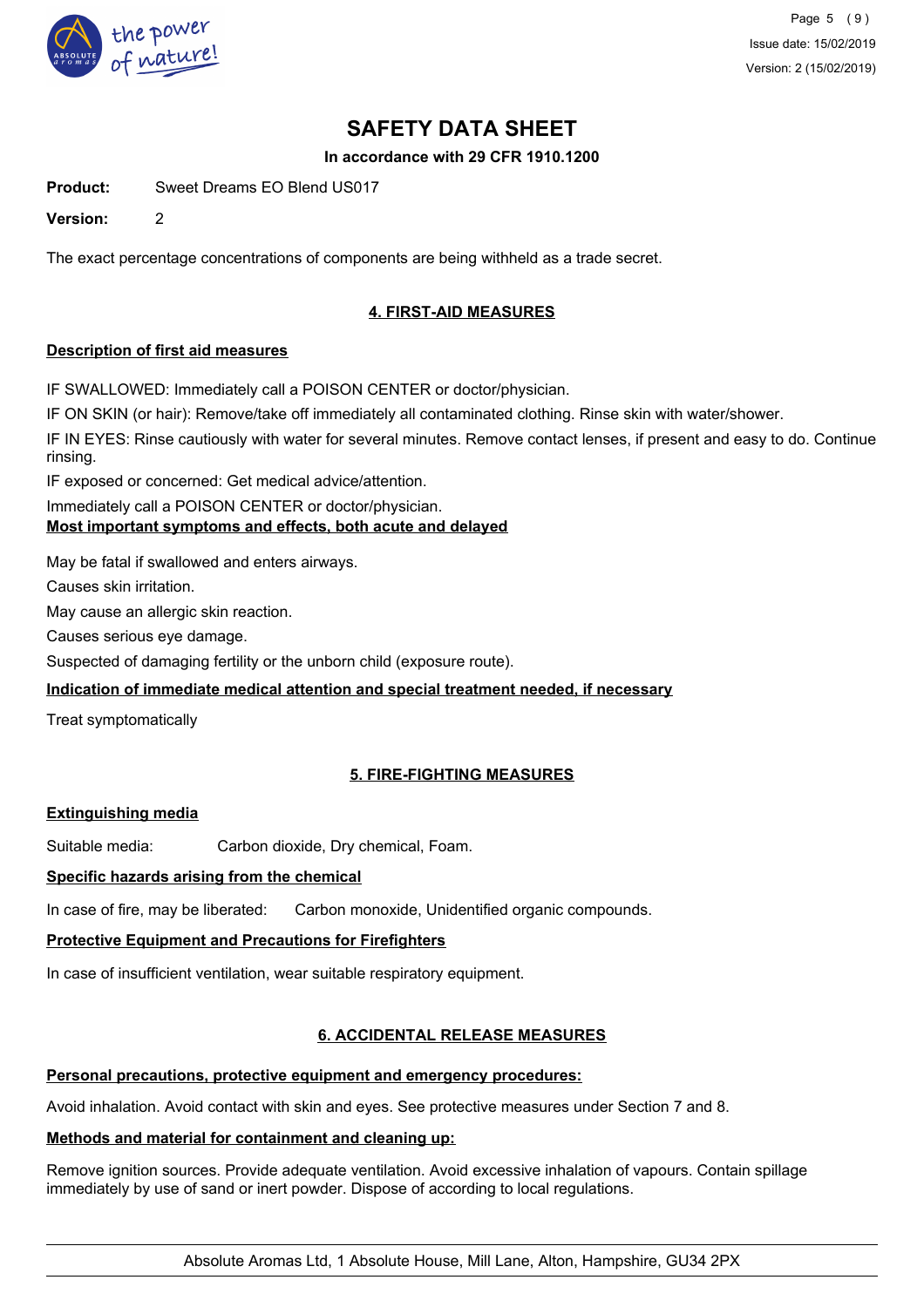# SAFETY DATA SHEET

**In accordance with 29 CFR 1910.1200**

**Product:** Sweet Dreams EO Blend US017

**Version:** 2

The exact percentage concentrations of components are being withheld as a trade secret.

## 4. FIRST-AID MEASURES

### Description of first aid measures

IF SWALLOWED: Immediately call a POISON CENTER or doctor/physician.

IF ON SKIN (or hair): Remove/take off immediately all contaminated clothing. Rinse skin with water/shower.

IF IN EYES: Rinse cautiously with water for several minutes. Remove contact lenses, if present and easy to do. Continue rinsing.

IF exposed or concerned: Get medical advice/attention.

Immediately call a POISON CENTER or doctor/physician.

### Most important symptoms and effects, both acute and delayed

May be fatal if swallowed and enters airways.

Causes skin irritation.

May cause an allergic skin reaction.

Causes serious eye damage.

Suspected of damaging fertility or the unborn child (exposure route).

### Indication of immediate medical attention and special treatment needed, if necessary

Treat symptomatically

## 5. FIRE-FIGHTING MEASURES

### Extinguishing media

Suitable media: Carbon dioxide, Dry chemical, Foam.

### Specific hazards arising from the chemical

In case of fire, may be liberated: Carbon monoxide, Unidentified organic compounds.

### Protective Equipment and Precautions for Firefighters

In case of insufficient ventilation, wear suitable respiratory equipment.

## 6. ACCIDENTAL RELEASE MEASURES

### Personal precautions, protective equipment and emergency procedures:

Avoid inhalation. Avoid contact with skin and eyes. See protective measures under Section 7 and 8.

### Methods and material for containment and cleaning up:

Remove ignition sources. Provide adequate ventilation. Avoid excessive inhalation of vapours. Contain spillage immediately by use of sand or inert powder. Dispose of according to local regulations.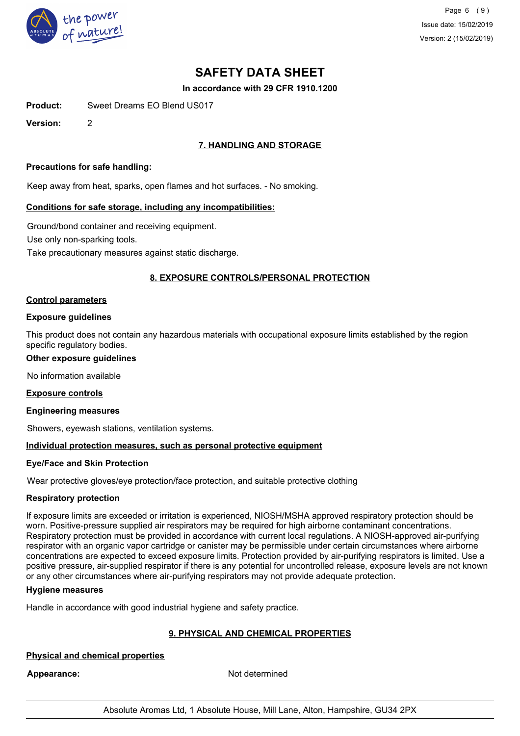# SAFETY DATA SHEET

**In accordance with 29 CFR 1910.1200**

**Product:** Sweet Dreams EO Blend US017

**Version:** 2

## 7. HANDLING AND STORAGE

**Precautions for safe handling:**

Keep away from heat, sparks, open flames and hot surfaces. - No smoking.

**Conditions for safe storage, including any incompatibilities:**

Ground/bond container and receiving equipment.

Use only non-sparking tools.

Take precautionary measures against static discharge.

## 8. EXPOSURE CONTROLS/PERSONAL PROTECTION

**Control parameters**

**Exposure guidelines**

This product does not contain any hazardous materials with occupational exposure limits established by the region specific regulatory bodies.

**Other exposure guidelines**

No information available

**Exposure controls**

**Engineering measures**

Showers, eyewash stations, ventilation systems.

**Individual protection measures, such as personal protective equipment**

**Eye/Face and Skin Protection**

Wear protective gloves/eye protection/face protection, and suitable protective clothing

**Respiratory protection**

If exposure limits are exceeded or irritation is experienced, NIOSH/MSHA approved respiratory protection should be worn. Positive-pressure supplied air respirators may be required for high airborne contaminant concentrations. Respiratory protection must be provided in accordance with current local regulations. A NIOSH-approved air-purifying respirator with an organic vapor cartridge or canister may be permissible under certain circumstances where airborne concentrations are expected to exceed exposure limits. Protection provided by air-purifying respirators is limited. Use a positive pressure, air-supplied respirator if there is any potential for uncontrolled release, exposure levels are not known or any other circumstances where air-purifying respirators may not provide adequate protection.

**Hygiene measures**

Handle in accordance with good industrial hygiene and safety practice.

## 9. PHYSICAL AND CHEMICAL PROPERTIES

**Physical and chemical properties**

**Appearance:** Not determined

Absolute Aromas Ltd, 1 Absolute House, Mill Lane, Alton, Hampshire, GU34 2PX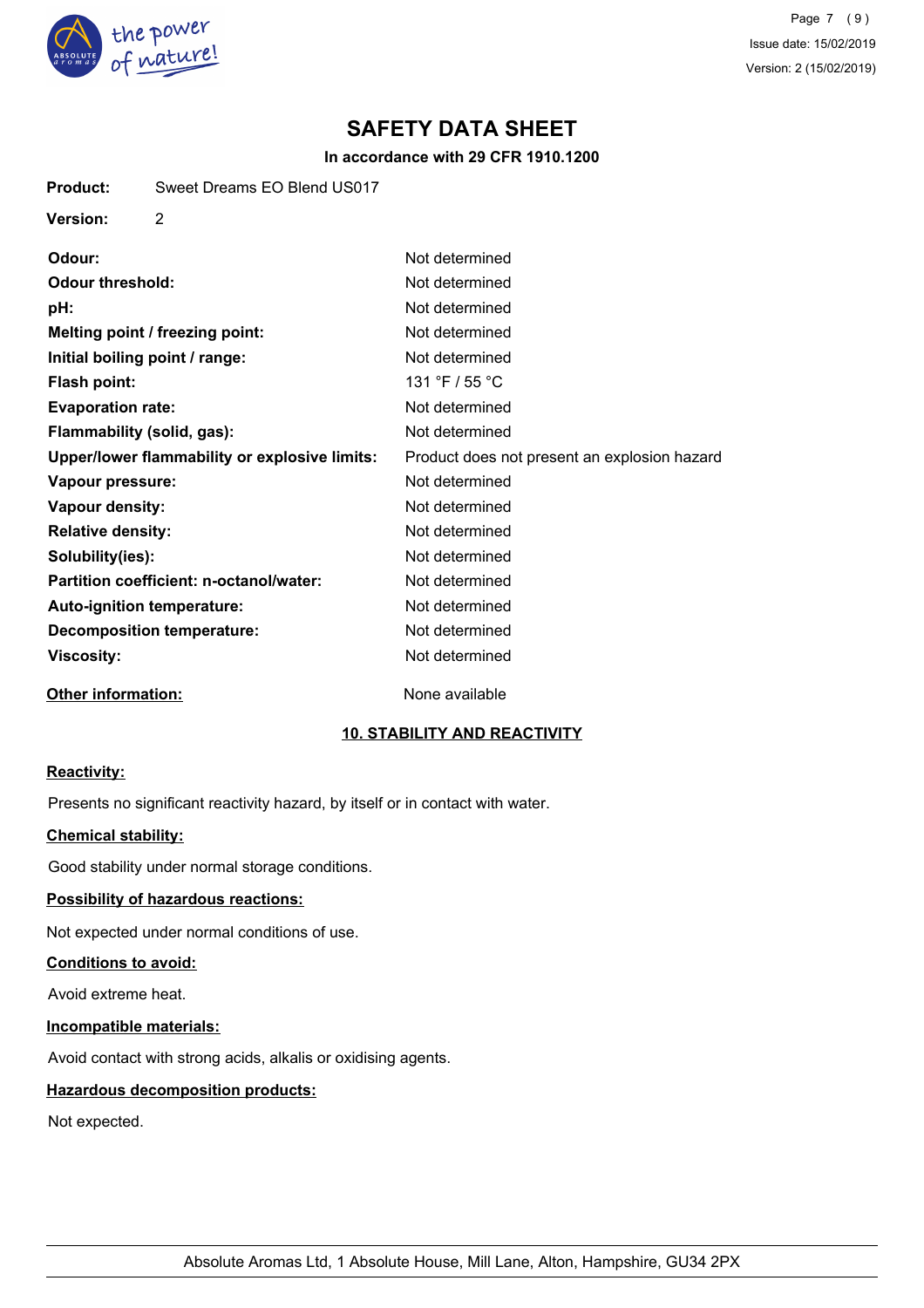# SAFETY DATA SHEET

**In accordance with 29 CFR 1910.1200**

**Product:** Sweet Dreams EO Blend US017

**Version:** 2

| | |
|---|---|
| **Odour:** | Not determined |
| **Odour threshold:** | Not determined |
| **pH:** | Not determined |
| **Melting point / freezing point:** | Not determined |
| **Initial boiling point / range:** | Not determined |
| **Flash point:** | 131 °F / 55 °C |
| **Evaporation rate:** | Not determined |
| **Flammability (solid, gas):** | Not determined |
| **Upper/lower flammability or explosive limits:** | Product does not present an explosion hazard |
| **Vapour pressure:** | Not determined |
| **Vapour density:** | Not determined |
| **Relative density:** | Not determined |
| **Solubility(ies):** | Not determined |
| **Partition coefficient: n-octanol/water:** | Not determined |
| **Auto-ignition temperature:** | Not determined |
| **Decomposition temperature:** | Not determined |
| **Viscosity:** | Not determined |

**Other information:** None available

## 10. STABILITY AND REACTIVITY

**Reactivity:**

Presents no significant reactivity hazard, by itself or in contact with water.

**Chemical stability:**

Good stability under normal storage conditions.

**Possibility of hazardous reactions:**

Not expected under normal conditions of use.

**Conditions to avoid:**

Avoid extreme heat.

**Incompatible materials:**

Avoid contact with strong acids, alkalis or oxidising agents.

**Hazardous decomposition products:**

Not expected.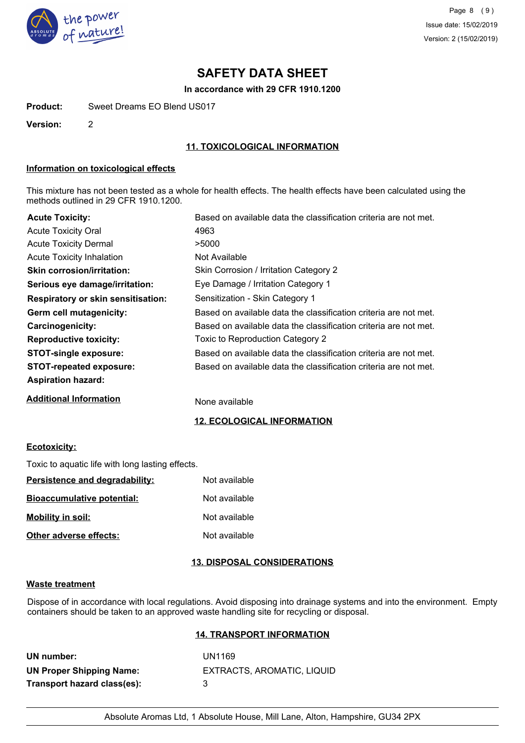# SAFETY DATA SHEET

**In accordance with 29 CFR 1910.1200**

**Product:** Sweet Dreams EO Blend US017

**Version:** 2

## 11. TOXICOLOGICAL INFORMATION

### Information on toxicological effects

This mixture has not been tested as a whole for health effects. The health effects have been calculated using the methods outlined in 29 CFR 1910.1200.

| | |
|---|---|
| **Acute Toxicity:** | Based on available data the classification criteria are not met. |
| Acute Toxicity Oral | 4963 |
| Acute Toxicity Dermal | >5000 |
| Acute Toxicity Inhalation | Not Available |
| **Skin corrosion/irritation:** | Skin Corrosion / Irritation Category 2 |
| **Serious eye damage/irritation:** | Eye Damage / Irritation Category 1 |
| **Respiratory or skin sensitisation:** | Sensitization - Skin Category 1 |
| **Germ cell mutagenicity:** | Based on available data the classification criteria are not met. |
| **Carcinogenicity:** | Based on available data the classification criteria are not met. |
| **Reproductive toxicity:** | Toxic to Reproduction Category 2 |
| **STOT-single exposure:** | Based on available data the classification criteria are not met. |
| **STOT-repeated exposure:** | Based on available data the classification criteria are not met. |
| **Aspiration hazard:** | |

**Additional Information** None available

## 12. ECOLOGICAL INFORMATION

### Ecotoxicity:

Toxic to aquatic life with long lasting effects.

| | |
|---|---|
| **Persistence and degradability:** | Not available |
| **Bioaccumulative potential:** | Not available |
| **Mobility in soil:** | Not available |
| **Other adverse effects:** | Not available |

## 13. DISPOSAL CONSIDERATIONS

### Waste treatment

Dispose of in accordance with local regulations. Avoid disposing into drainage systems and into the environment. Empty containers should be taken to an approved waste handling site for recycling or disposal.

## 14. TRANSPORT INFORMATION

| | |
|---|---|
| **UN number:** | UN1169 |
| **UN Proper Shipping Name:** | EXTRACTS, AROMATIC, LIQUID |
| **Transport hazard class(es):** | 3 |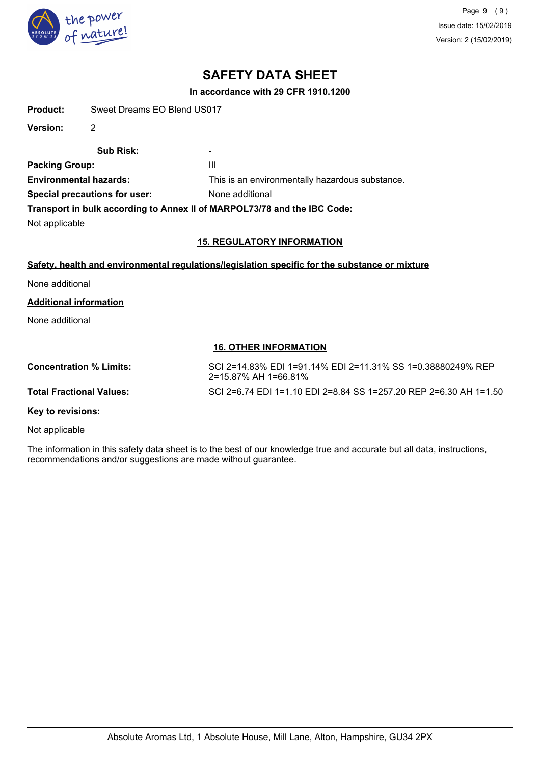# SAFETY DATA SHEET

**In accordance with 29 CFR 1910.1200**

**Product:** Sweet Dreams EO Blend US017

**Version:** 2

| | |
|---|---|
| **Sub Risk:** | - |
| **Packing Group:** | III |
| **Environmental hazards:** | This is an environmentally hazardous substance. |
| **Special precautions for user:** | None additional |

**Transport in bulk according to Annex II of MARPOL73/78 and the IBC Code:**

Not applicable

## 15. REGULATORY INFORMATION

**Safety, health and environmental regulations/legislation specific for the substance or mixture**

None additional

**Additional information**

None additional

## 16. OTHER INFORMATION

| | |
|---|---|
| **Concentration % Limits:** | SCI 2=14.83% EDI 1=91.14% EDI 2=11.31% SS 1=0.38880249% REP 2=15.87% AH 1=66.81% |
| **Total Fractional Values:** | SCI 2=6.74 EDI 1=1.10 EDI 2=8.84 SS 1=257.20 REP 2=6.30 AH 1=1.50 |

**Key to revisions:**

Not applicable

The information in this safety data sheet is to the best of our knowledge true and accurate but all data, instructions, recommendations and/or suggestions are made without guarantee.

Absolute Aromas Ltd, 1 Absolute House, Mill Lane, Alton, Hampshire, GU34 2PX